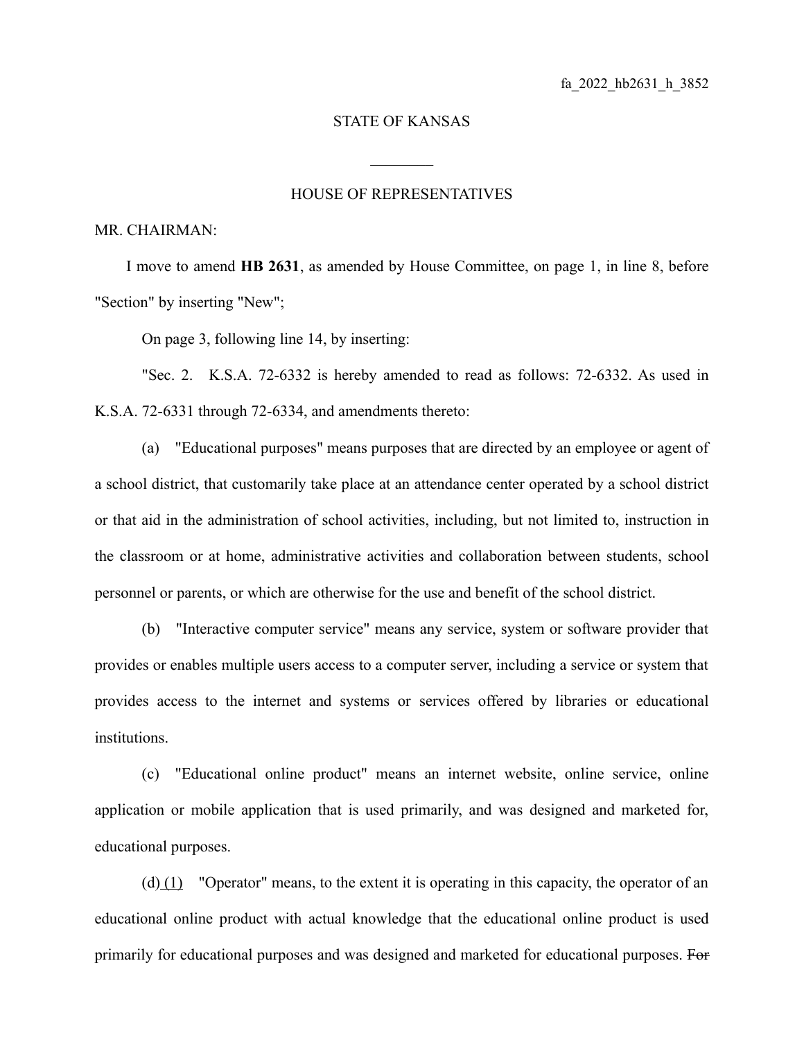fa_2022_hb2631_h_3852

STATE OF KANSAS

\_\_\_\_\_\_\_\_

HOUSE OF REPRESENTATIVES

MR. CHAIRMAN:

I move to amend **HB 2631**, as amended by House Committee, on page 1, in line 8, before "Section" by inserting "New";

On page 3, following line 14, by inserting:

"Sec. 2. K.S.A. 72-6332 is hereby amended to read as follows: 72-6332. As used in K.S.A. 72-6331 through 72-6334, and amendments thereto:

(a) "Educational purposes" means purposes that are directed by an employee or agent of a school district, that customarily take place at an attendance center operated by a school district or that aid in the administration of school activities, including, but not limited to, instruction in the classroom or at home, administrative activities and collaboration between students, school personnel or parents, or which are otherwise for the use and benefit of the school district.

(b) "Interactive computer service" means any service, system or software provider that provides or enables multiple users access to a computer server, including a service or system that provides access to the internet and systems or services offered by libraries or educational institutions.

(c) "Educational online product" means an internet website, online service, online application or mobile application that is used primarily, and was designed and marketed for, educational purposes.

(d) <u>(1)</u> "Operator" means, to the extent it is operating in this capacity, the operator of an educational online product with actual knowledge that the educational online product is used primarily for educational purposes and was designed and marketed for educational purposes. ~~For~~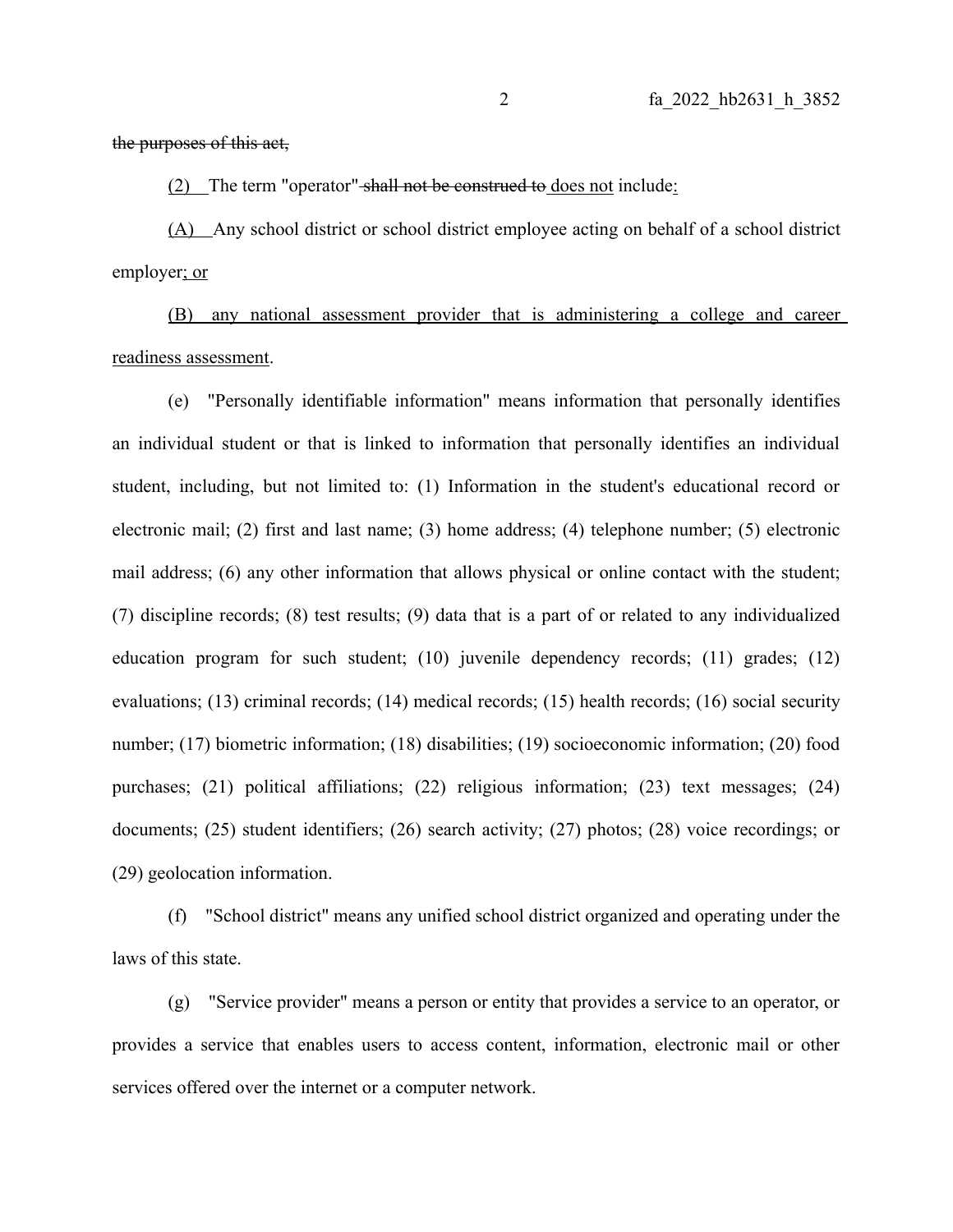~~the purposes of this act,~~

<u>(2)</u> The term "operator" ~~shall not be construed to~~ <u>does not</u> include<u>:</u>

<u>(A)</u> Any school district or school district employee acting on behalf of a school district employer<u>; or</u>

<u>(B) any national assessment provider that is administering a college and career readiness assessment</u>.

(e) "Personally identifiable information" means information that personally identifies an individual student or that is linked to information that personally identifies an individual student, including, but not limited to: (1) Information in the student's educational record or electronic mail; (2) first and last name; (3) home address; (4) telephone number; (5) electronic mail address; (6) any other information that allows physical or online contact with the student; (7) discipline records; (8) test results; (9) data that is a part of or related to any individualized education program for such student; (10) juvenile dependency records; (11) grades; (12) evaluations; (13) criminal records; (14) medical records; (15) health records; (16) social security number; (17) biometric information; (18) disabilities; (19) socioeconomic information; (20) food purchases; (21) political affiliations; (22) religious information; (23) text messages; (24) documents; (25) student identifiers; (26) search activity; (27) photos; (28) voice recordings; or (29) geolocation information.

(f) "School district" means any unified school district organized and operating under the laws of this state.

(g) "Service provider" means a person or entity that provides a service to an operator, or provides a service that enables users to access content, information, electronic mail or other services offered over the internet or a computer network.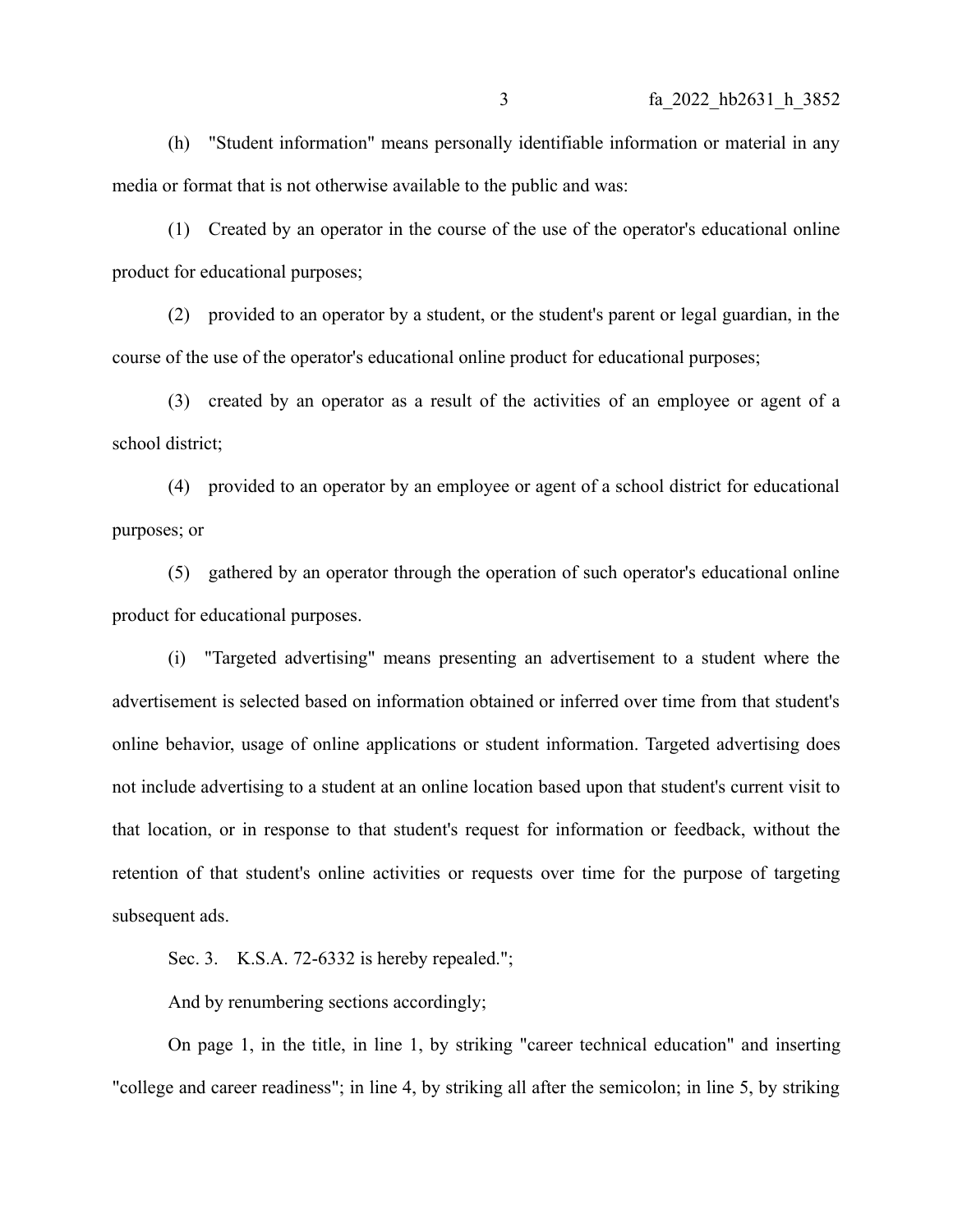(h) "Student information" means personally identifiable information or material in any media or format that is not otherwise available to the public and was:

(1) Created by an operator in the course of the use of the operator's educational online product for educational purposes;

(2) provided to an operator by a student, or the student's parent or legal guardian, in the course of the use of the operator's educational online product for educational purposes;

(3) created by an operator as a result of the activities of an employee or agent of a school district;

(4) provided to an operator by an employee or agent of a school district for educational purposes; or

(5) gathered by an operator through the operation of such operator's educational online product for educational purposes.

(i) "Targeted advertising" means presenting an advertisement to a student where the advertisement is selected based on information obtained or inferred over time from that student's online behavior, usage of online applications or student information. Targeted advertising does not include advertising to a student at an online location based upon that student's current visit to that location, or in response to that student's request for information or feedback, without the retention of that student's online activities or requests over time for the purpose of targeting subsequent ads.

Sec. 3. K.S.A. 72-6332 is hereby repealed.";

And by renumbering sections accordingly;

On page 1, in the title, in line 1, by striking "career technical education" and inserting "college and career readiness"; in line 4, by striking all after the semicolon; in line 5, by striking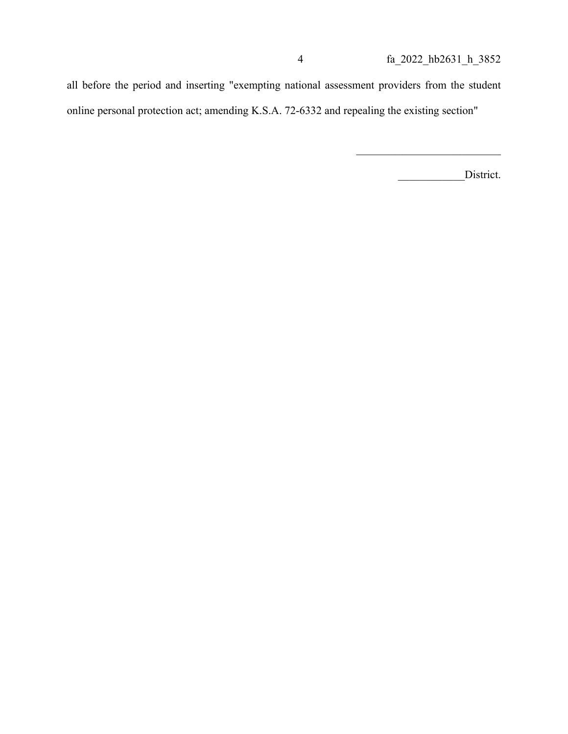all before the period and inserting "exempting national assessment providers from the student online personal protection act; amending K.S.A. 72-6332 and repealing the existing section"

___________________________

____________District.